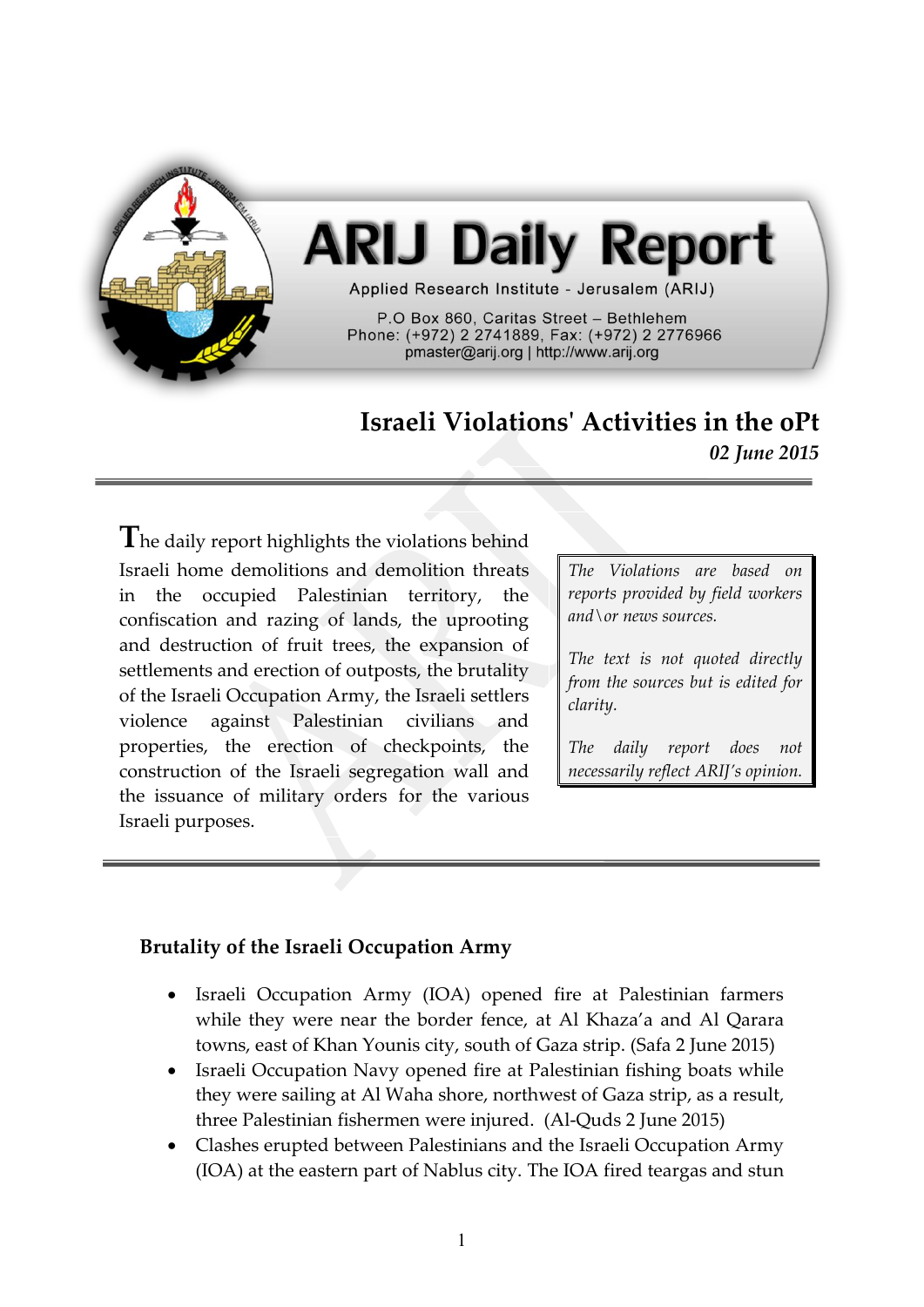# ARIJ Daily Report

Applied Research Institute - Jerusalem (ARIJ)

P.O Box 860, Caritas Street – Bethlehem
Phone: (+972) 2 2741889, Fax: (+972) 2 2776966
pmaster@arij.org | http://www.arij.org

## Israeli Violations' Activities in the oPt

*02 June 2015*

---

The daily report highlights the violations behind Israeli home demolitions and demolition threats in the occupied Palestinian territory, the confiscation and razing of lands, the uprooting and destruction of fruit trees, the expansion of settlements and erection of outposts, the brutality of the Israeli Occupation Army, the Israeli settlers violence against Palestinian civilians and properties, the erection of checkpoints, the construction of the Israeli segregation wall and the issuance of military orders for the various Israeli purposes.

*The Violations are based on reports provided by field workers and\or news sources.*

*The text is not quoted directly from the sources but is edited for clarity.*

*The daily report does not necessarily reflect ARIJ's opinion.*

---

### Brutality of the Israeli Occupation Army

- Israeli Occupation Army (IOA) opened fire at Palestinian farmers while they were near the border fence, at Al Khaza'a and Al Qarara towns, east of Khan Younis city, south of Gaza strip. (Safa 2 June 2015)
- Israeli Occupation Navy opened fire at Palestinian fishing boats while they were sailing at Al Waha shore, northwest of Gaza strip, as a result, three Palestinian fishermen were injured. (Al-Quds 2 June 2015)
- Clashes erupted between Palestinians and the Israeli Occupation Army (IOA) at the eastern part of Nablus city. The IOA fired teargas and stun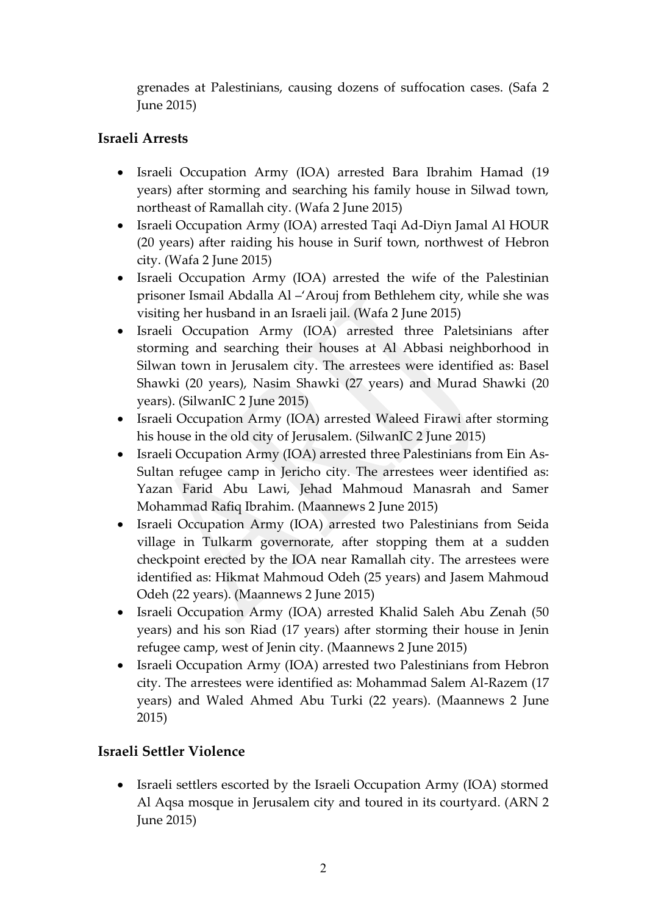grenades at Palestinians, causing dozens of suffocation cases. (Safa 2 June 2015)

## Israeli Arrests

- Israeli Occupation Army (IOA) arrested Bara Ibrahim Hamad (19 years) after storming and searching his family house in Silwad town, northeast of Ramallah city. (Wafa 2 June 2015)
- Israeli Occupation Army (IOA) arrested Taqi Ad-Diyn Jamal Al HOUR (20 years) after raiding his house in Surif town, northwest of Hebron city. (Wafa 2 June 2015)
- Israeli Occupation Army (IOA) arrested the wife of the Palestinian prisoner Ismail Abdalla Al –'Arouj from Bethlehem city, while she was visiting her husband in an Israeli jail. (Wafa 2 June 2015)
- Israeli Occupation Army (IOA) arrested three Paletsinians after storming and searching their houses at Al Abbasi neighborhood in Silwan town in Jerusalem city. The arrestees were identified as: Basel Shawki (20 years), Nasim Shawki (27 years) and Murad Shawki (20 years). (SilwanIC 2 June 2015)
- Israeli Occupation Army (IOA) arrested Waleed Firawi after storming his house in the old city of Jerusalem. (SilwanIC 2 June 2015)
- Israeli Occupation Army (IOA) arrested three Palestinians from Ein As-Sultan refugee camp in Jericho city. The arrestees weer identified as: Yazan Farid Abu Lawi, Jehad Mahmoud Manasrah and Samer Mohammad Rafiq Ibrahim. (Maannews 2 June 2015)
- Israeli Occupation Army (IOA) arrested two Palestinians from Seida village in Tulkarm governorate, after stopping them at a sudden checkpoint erected by the IOA near Ramallah city. The arrestees were identified as: Hikmat Mahmoud Odeh (25 years) and Jasem Mahmoud Odeh (22 years). (Maannews 2 June 2015)
- Israeli Occupation Army (IOA) arrested Khalid Saleh Abu Zenah (50 years) and his son Riad (17 years) after storming their house in Jenin refugee camp, west of Jenin city. (Maannews 2 June 2015)
- Israeli Occupation Army (IOA) arrested two Palestinians from Hebron city. The arrestees were identified as: Mohammad Salem Al-Razem (17 years) and Waled Ahmed Abu Turki (22 years). (Maannews 2 June 2015)

## Israeli Settler Violence

- Israeli settlers escorted by the Israeli Occupation Army (IOA) stormed Al Aqsa mosque in Jerusalem city and toured in its courtyard. (ARN 2 June 2015)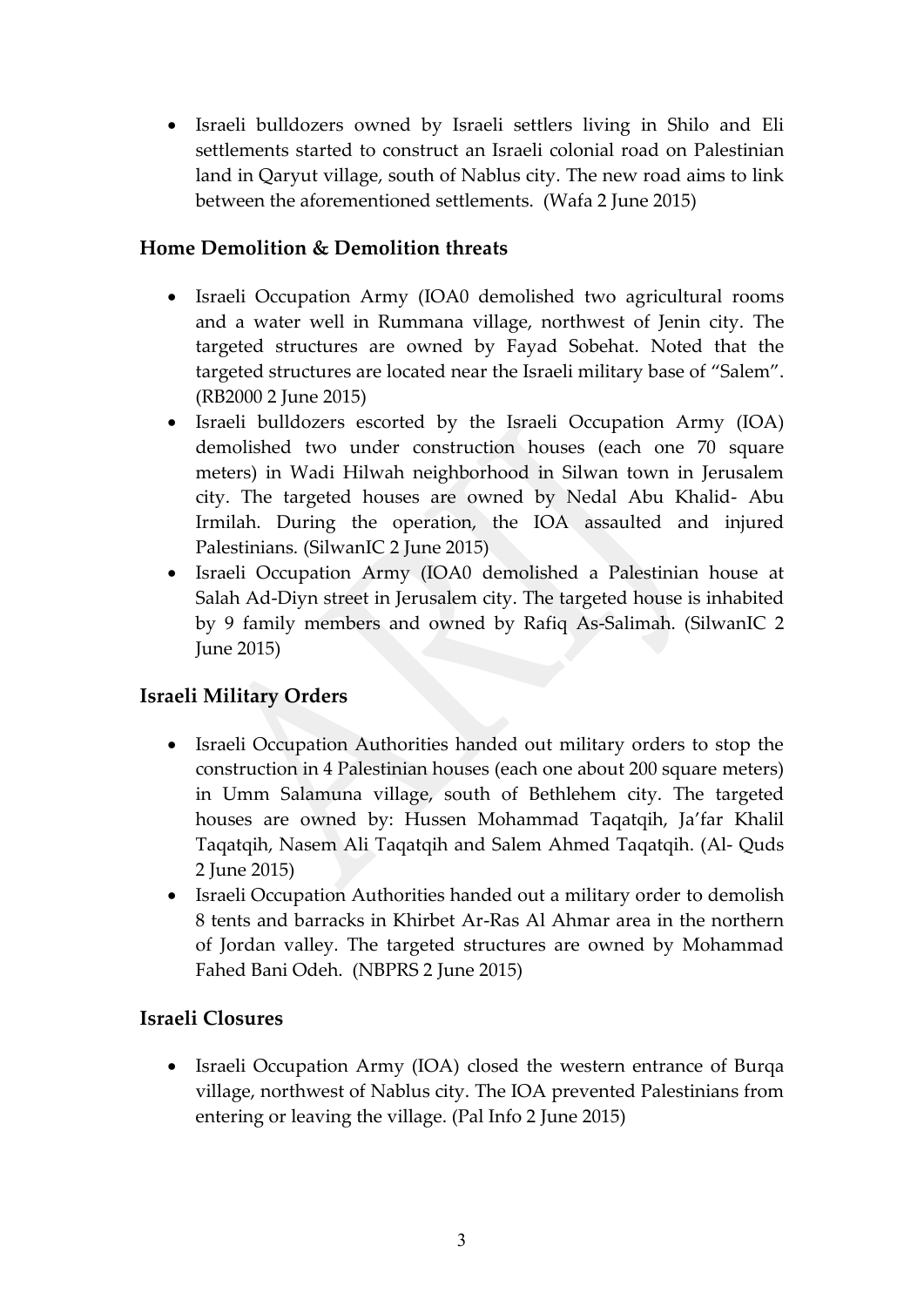- Israeli bulldozers owned by Israeli settlers living in Shilo and Eli settlements started to construct an Israeli colonial road on Palestinian land in Qaryut village, south of Nablus city. The new road aims to link between the aforementioned settlements. (Wafa 2 June 2015)

## Home Demolition & Demolition threats

- Israeli Occupation Army (IOA0 demolished two agricultural rooms and a water well in Rummana village, northwest of Jenin city. The targeted structures are owned by Fayad Sobehat. Noted that the targeted structures are located near the Israeli military base of "Salem". (RB2000 2 June 2015)
- Israeli bulldozers escorted by the Israeli Occupation Army (IOA) demolished two under construction houses (each one 70 square meters) in Wadi Hilwah neighborhood in Silwan town in Jerusalem city. The targeted houses are owned by Nedal Abu Khalid- Abu Irmilah. During the operation, the IOA assaulted and injured Palestinians. (SilwanIC 2 June 2015)
- Israeli Occupation Army (IOA0 demolished a Palestinian house at Salah Ad-Diyn street in Jerusalem city. The targeted house is inhabited by 9 family members and owned by Rafiq As-Salimah. (SilwanIC 2 June 2015)

## Israeli Military Orders

- Israeli Occupation Authorities handed out military orders to stop the construction in 4 Palestinian houses (each one about 200 square meters) in Umm Salamuna village, south of Bethlehem city. The targeted houses are owned by: Hussen Mohammad Taqatqih, Ja'far Khalil Taqatqih, Nasem Ali Taqatqih and Salem Ahmed Taqatqih. (Al- Quds 2 June 2015)
- Israeli Occupation Authorities handed out a military order to demolish 8 tents and barracks in Khirbet Ar-Ras Al Ahmar area in the northern of Jordan valley. The targeted structures are owned by Mohammad Fahed Bani Odeh. (NBPRS 2 June 2015)

## Israeli Closures

- Israeli Occupation Army (IOA) closed the western entrance of Burqa village, northwest of Nablus city. The IOA prevented Palestinians from entering or leaving the village. (Pal Info 2 June 2015)